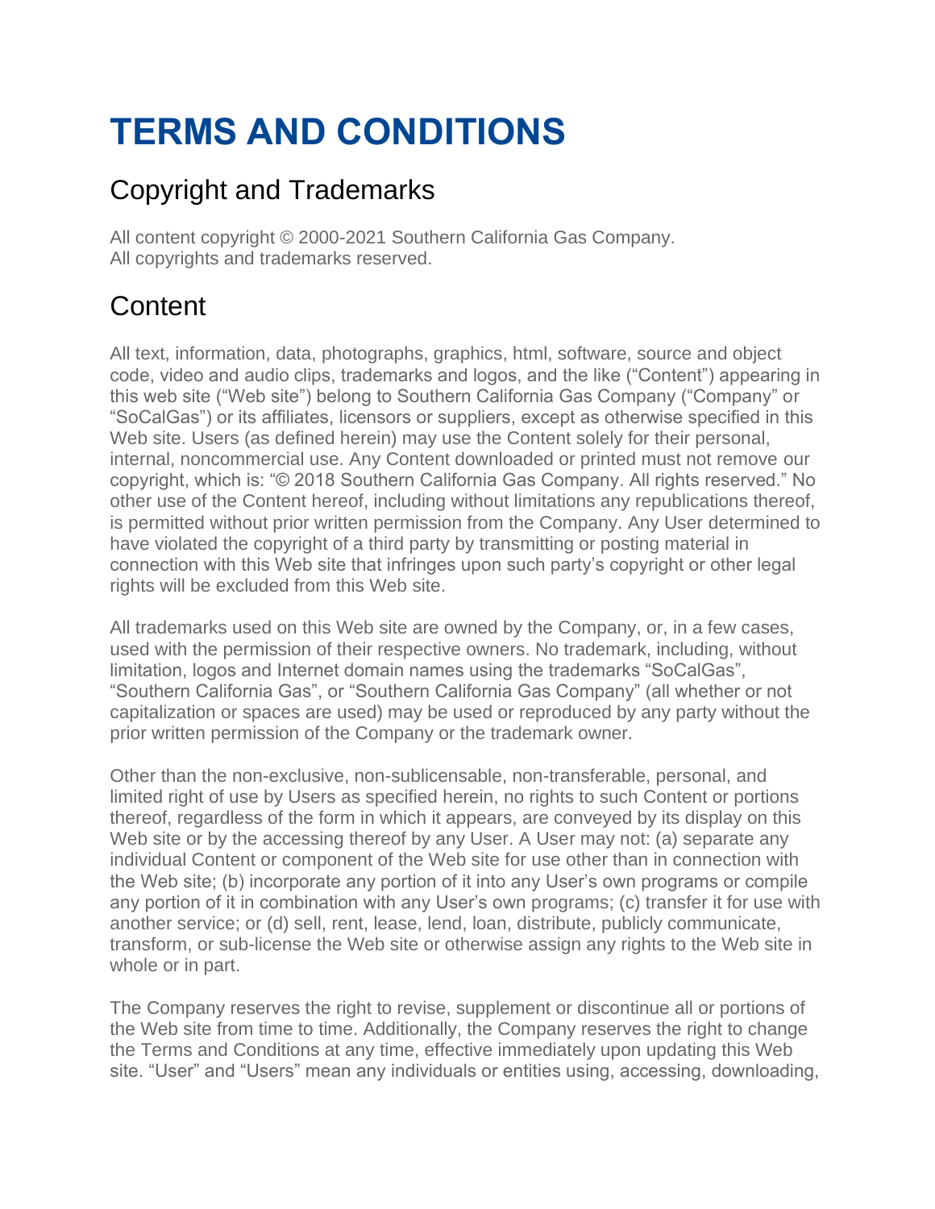# TERMS AND CONDITIONS

## Copyright and Trademarks

All content copyright © 2000-2021 Southern California Gas Company.
All copyrights and trademarks reserved.

## Content

All text, information, data, photographs, graphics, html, software, source and object code, video and audio clips, trademarks and logos, and the like (“Content”) appearing in this web site (“Web site”) belong to Southern California Gas Company (“Company” or “SoCalGas”) or its affiliates, licensors or suppliers, except as otherwise specified in this Web site. Users (as defined herein) may use the Content solely for their personal, internal, noncommercial use. Any Content downloaded or printed must not remove our copyright, which is: “© 2018 Southern California Gas Company. All rights reserved.” No other use of the Content hereof, including without limitations any republications thereof, is permitted without prior written permission from the Company. Any User determined to have violated the copyright of a third party by transmitting or posting material in connection with this Web site that infringes upon such party’s copyright or other legal rights will be excluded from this Web site.

All trademarks used on this Web site are owned by the Company, or, in a few cases, used with the permission of their respective owners. No trademark, including, without limitation, logos and Internet domain names using the trademarks “SoCalGas”, “Southern California Gas”, or “Southern California Gas Company” (all whether or not capitalization or spaces are used) may be used or reproduced by any party without the prior written permission of the Company or the trademark owner.

Other than the non-exclusive, non-sublicensable, non-transferable, personal, and limited right of use by Users as specified herein, no rights to such Content or portions thereof, regardless of the form in which it appears, are conveyed by its display on this Web site or by the accessing thereof by any User. A User may not: (a) separate any individual Content or component of the Web site for use other than in connection with the Web site; (b) incorporate any portion of it into any User’s own programs or compile any portion of it in combination with any User’s own programs; (c) transfer it for use with another service; or (d) sell, rent, lease, lend, loan, distribute, publicly communicate, transform, or sub-license the Web site or otherwise assign any rights to the Web site in whole or in part.

The Company reserves the right to revise, supplement or discontinue all or portions of the Web site from time to time. Additionally, the Company reserves the right to change the Terms and Conditions at any time, effective immediately upon updating this Web site. “User” and “Users” mean any individuals or entities using, accessing, downloading,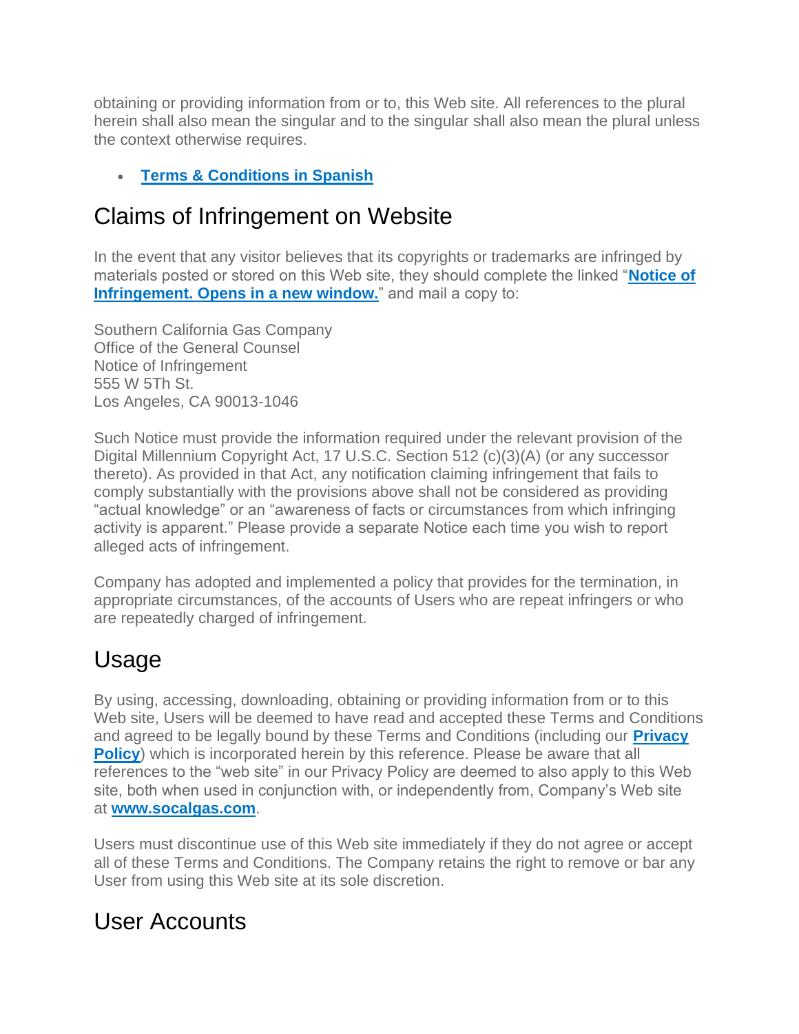obtaining or providing information from or to, this Web site. All references to the plural herein shall also mean the singular and to the singular shall also mean the plural unless the context otherwise requires.

- **Terms & Conditions in Spanish**

## Claims of Infringement on Website

In the event that any visitor believes that its copyrights or trademarks are infringed by materials posted or stored on this Web site, they should complete the linked "**Notice of Infringement. Opens in a new window.**" and mail a copy to:

Southern California Gas Company
Office of the General Counsel
Notice of Infringement
555 W 5Th St.
Los Angeles, CA 90013-1046

Such Notice must provide the information required under the relevant provision of the Digital Millennium Copyright Act, 17 U.S.C. Section 512 (c)(3)(A) (or any successor thereto). As provided in that Act, any notification claiming infringement that fails to comply substantially with the provisions above shall not be considered as providing "actual knowledge" or an "awareness of facts or circumstances from which infringing activity is apparent." Please provide a separate Notice each time you wish to report alleged acts of infringement.

Company has adopted and implemented a policy that provides for the termination, in appropriate circumstances, of the accounts of Users who are repeat infringers or who are repeatedly charged of infringement.

## Usage

By using, accessing, downloading, obtaining or providing information from or to this Web site, Users will be deemed to have read and accepted these Terms and Conditions and agreed to be legally bound by these Terms and Conditions (including our **Privacy Policy**) which is incorporated herein by this reference. Please be aware that all references to the "web site" in our Privacy Policy are deemed to also apply to this Web site, both when used in conjunction with, or independently from, Company's Web site at **www.socalgas.com**.

Users must discontinue use of this Web site immediately if they do not agree or accept all of these Terms and Conditions. The Company retains the right to remove or bar any User from using this Web site at its sole discretion.

## User Accounts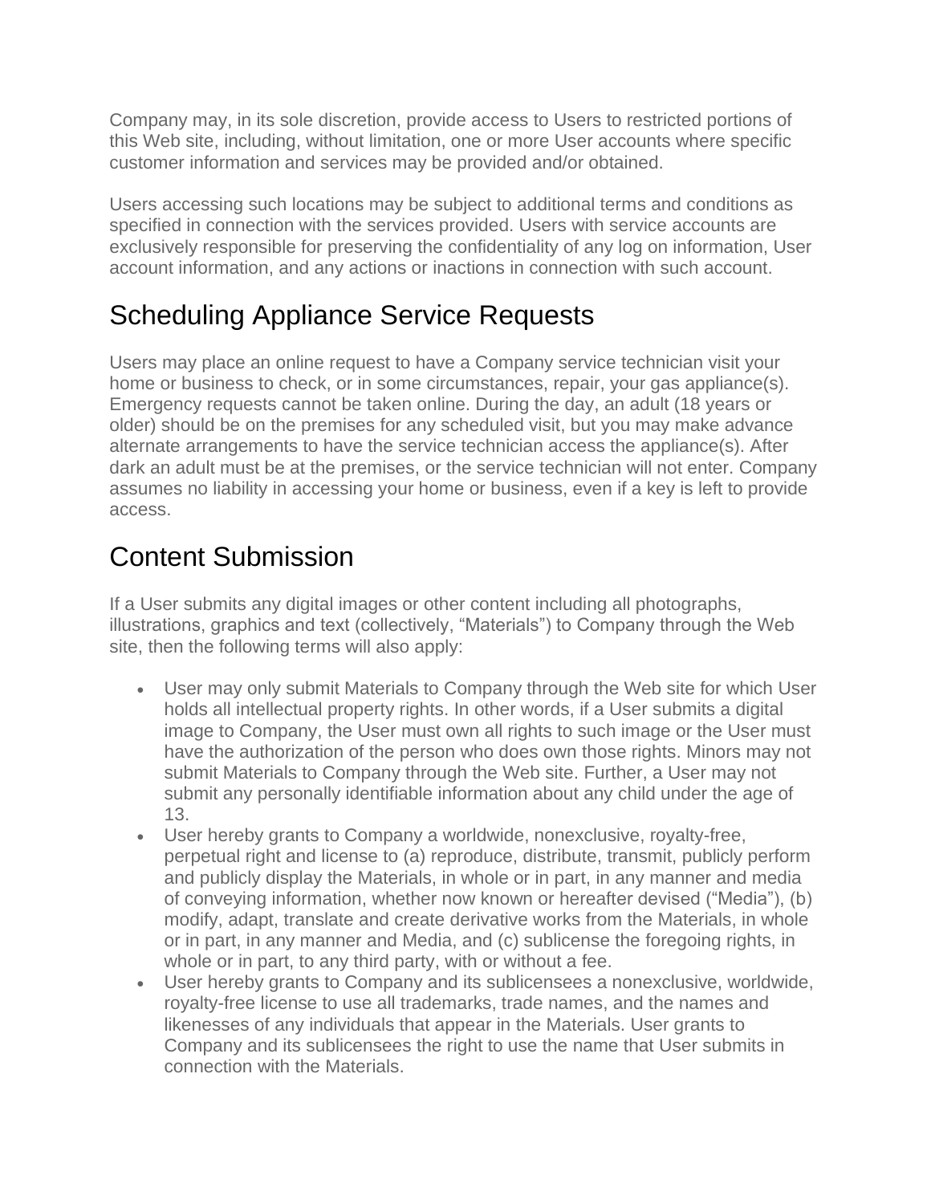Company may, in its sole discretion, provide access to Users to restricted portions of this Web site, including, without limitation, one or more User accounts where specific customer information and services may be provided and/or obtained.

Users accessing such locations may be subject to additional terms and conditions as specified in connection with the services provided. Users with service accounts are exclusively responsible for preserving the confidentiality of any log on information, User account information, and any actions or inactions in connection with such account.

## Scheduling Appliance Service Requests

Users may place an online request to have a Company service technician visit your home or business to check, or in some circumstances, repair, your gas appliance(s). Emergency requests cannot be taken online. During the day, an adult (18 years or older) should be on the premises for any scheduled visit, but you may make advance alternate arrangements to have the service technician access the appliance(s). After dark an adult must be at the premises, or the service technician will not enter. Company assumes no liability in accessing your home or business, even if a key is left to provide access.

## Content Submission

If a User submits any digital images or other content including all photographs, illustrations, graphics and text (collectively, "Materials") to Company through the Web site, then the following terms will also apply:

- User may only submit Materials to Company through the Web site for which User holds all intellectual property rights. In other words, if a User submits a digital image to Company, the User must own all rights to such image or the User must have the authorization of the person who does own those rights. Minors may not submit Materials to Company through the Web site. Further, a User may not submit any personally identifiable information about any child under the age of 13.
- User hereby grants to Company a worldwide, nonexclusive, royalty-free, perpetual right and license to (a) reproduce, distribute, transmit, publicly perform and publicly display the Materials, in whole or in part, in any manner and media of conveying information, whether now known or hereafter devised ("Media"), (b) modify, adapt, translate and create derivative works from the Materials, in whole or in part, in any manner and Media, and (c) sublicense the foregoing rights, in whole or in part, to any third party, with or without a fee.
- User hereby grants to Company and its sublicensees a nonexclusive, worldwide, royalty-free license to use all trademarks, trade names, and the names and likenesses of any individuals that appear in the Materials. User grants to Company and its sublicensees the right to use the name that User submits in connection with the Materials.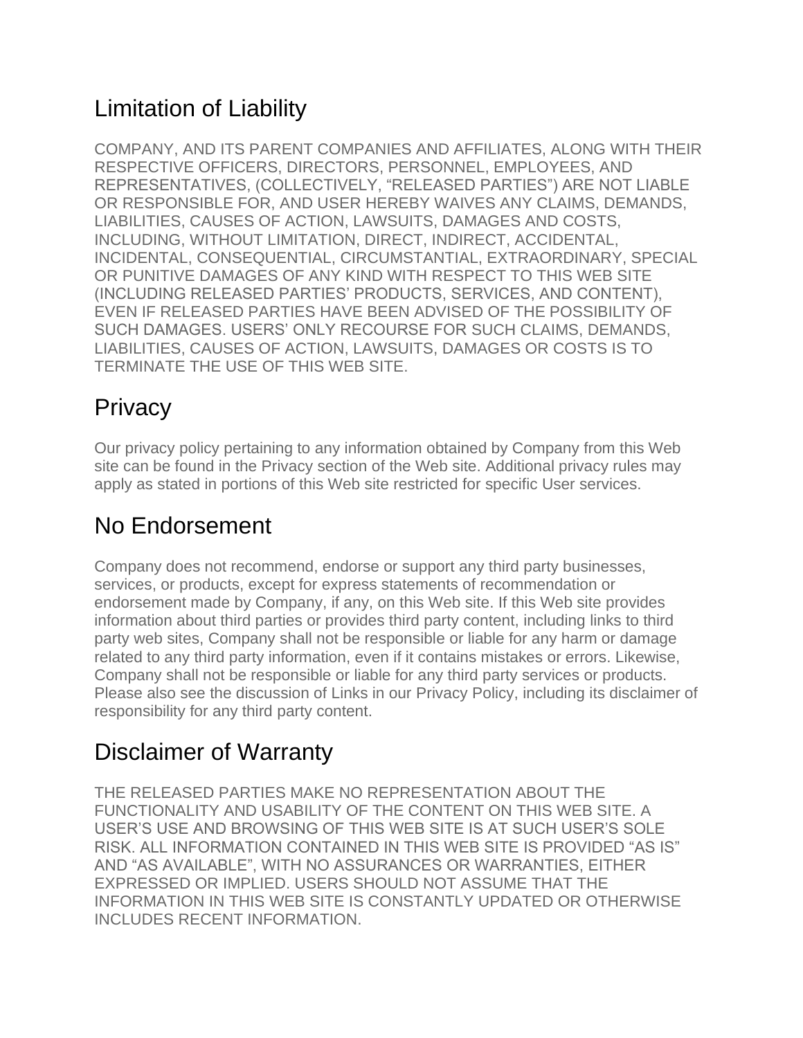## Limitation of Liability

COMPANY, AND ITS PARENT COMPANIES AND AFFILIATES, ALONG WITH THEIR RESPECTIVE OFFICERS, DIRECTORS, PERSONNEL, EMPLOYEES, AND REPRESENTATIVES, (COLLECTIVELY, "RELEASED PARTIES") ARE NOT LIABLE OR RESPONSIBLE FOR, AND USER HEREBY WAIVES ANY CLAIMS, DEMANDS, LIABILITIES, CAUSES OF ACTION, LAWSUITS, DAMAGES AND COSTS, INCLUDING, WITHOUT LIMITATION, DIRECT, INDIRECT, ACCIDENTAL, INCIDENTAL, CONSEQUENTIAL, CIRCUMSTANTIAL, EXTRAORDINARY, SPECIAL OR PUNITIVE DAMAGES OF ANY KIND WITH RESPECT TO THIS WEB SITE (INCLUDING RELEASED PARTIES' PRODUCTS, SERVICES, AND CONTENT), EVEN IF RELEASED PARTIES HAVE BEEN ADVISED OF THE POSSIBILITY OF SUCH DAMAGES. USERS' ONLY RECOURSE FOR SUCH CLAIMS, DEMANDS, LIABILITIES, CAUSES OF ACTION, LAWSUITS, DAMAGES OR COSTS IS TO TERMINATE THE USE OF THIS WEB SITE.

## Privacy

Our privacy policy pertaining to any information obtained by Company from this Web site can be found in the Privacy section of the Web site. Additional privacy rules may apply as stated in portions of this Web site restricted for specific User services.

## No Endorsement

Company does not recommend, endorse or support any third party businesses, services, or products, except for express statements of recommendation or endorsement made by Company, if any, on this Web site. If this Web site provides information about third parties or provides third party content, including links to third party web sites, Company shall not be responsible or liable for any harm or damage related to any third party information, even if it contains mistakes or errors. Likewise, Company shall not be responsible or liable for any third party services or products. Please also see the discussion of Links in our Privacy Policy, including its disclaimer of responsibility for any third party content.

## Disclaimer of Warranty

THE RELEASED PARTIES MAKE NO REPRESENTATION ABOUT THE FUNCTIONALITY AND USABILITY OF THE CONTENT ON THIS WEB SITE. A USER'S USE AND BROWSING OF THIS WEB SITE IS AT SUCH USER'S SOLE RISK. ALL INFORMATION CONTAINED IN THIS WEB SITE IS PROVIDED "AS IS" AND "AS AVAILABLE", WITH NO ASSURANCES OR WARRANTIES, EITHER EXPRESSED OR IMPLIED. USERS SHOULD NOT ASSUME THAT THE INFORMATION IN THIS WEB SITE IS CONSTANTLY UPDATED OR OTHERWISE INCLUDES RECENT INFORMATION.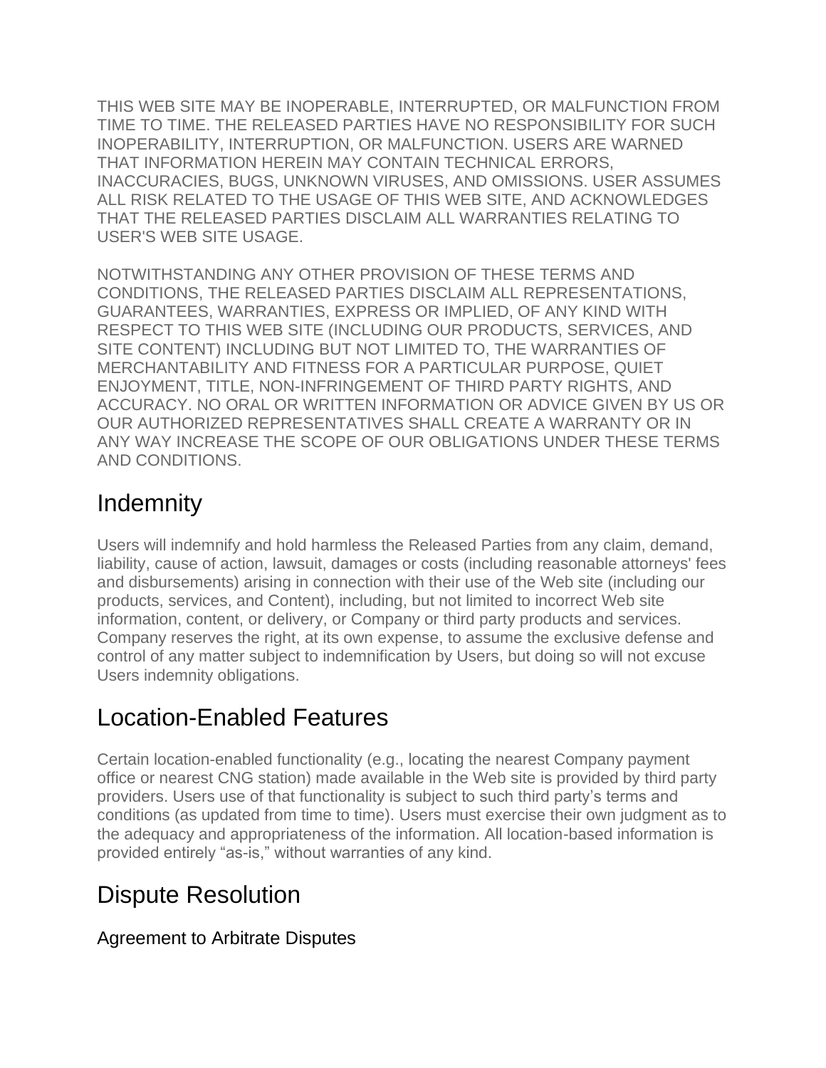THIS WEB SITE MAY BE INOPERABLE, INTERRUPTED, OR MALFUNCTION FROM TIME TO TIME. THE RELEASED PARTIES HAVE NO RESPONSIBILITY FOR SUCH INOPERABILITY, INTERRUPTION, OR MALFUNCTION. USERS ARE WARNED THAT INFORMATION HEREIN MAY CONTAIN TECHNICAL ERRORS, INACCURACIES, BUGS, UNKNOWN VIRUSES, AND OMISSIONS. USER ASSUMES ALL RISK RELATED TO THE USAGE OF THIS WEB SITE, AND ACKNOWLEDGES THAT THE RELEASED PARTIES DISCLAIM ALL WARRANTIES RELATING TO USER'S WEB SITE USAGE.

NOTWITHSTANDING ANY OTHER PROVISION OF THESE TERMS AND CONDITIONS, THE RELEASED PARTIES DISCLAIM ALL REPRESENTATIONS, GUARANTEES, WARRANTIES, EXPRESS OR IMPLIED, OF ANY KIND WITH RESPECT TO THIS WEB SITE (INCLUDING OUR PRODUCTS, SERVICES, AND SITE CONTENT) INCLUDING BUT NOT LIMITED TO, THE WARRANTIES OF MERCHANTABILITY AND FITNESS FOR A PARTICULAR PURPOSE, QUIET ENJOYMENT, TITLE, NON-INFRINGEMENT OF THIRD PARTY RIGHTS, AND ACCURACY. NO ORAL OR WRITTEN INFORMATION OR ADVICE GIVEN BY US OR OUR AUTHORIZED REPRESENTATIVES SHALL CREATE A WARRANTY OR IN ANY WAY INCREASE THE SCOPE OF OUR OBLIGATIONS UNDER THESE TERMS AND CONDITIONS.

## Indemnity

Users will indemnify and hold harmless the Released Parties from any claim, demand, liability, cause of action, lawsuit, damages or costs (including reasonable attorneys' fees and disbursements) arising in connection with their use of the Web site (including our products, services, and Content), including, but not limited to incorrect Web site information, content, or delivery, or Company or third party products and services. Company reserves the right, at its own expense, to assume the exclusive defense and control of any matter subject to indemnification by Users, but doing so will not excuse Users indemnity obligations.

## Location-Enabled Features

Certain location-enabled functionality (e.g., locating the nearest Company payment office or nearest CNG station) made available in the Web site is provided by third party providers. Users use of that functionality is subject to such third party's terms and conditions (as updated from time to time). Users must exercise their own judgment as to the adequacy and appropriateness of the information. All location-based information is provided entirely "as-is," without warranties of any kind.

## Dispute Resolution

### Agreement to Arbitrate Disputes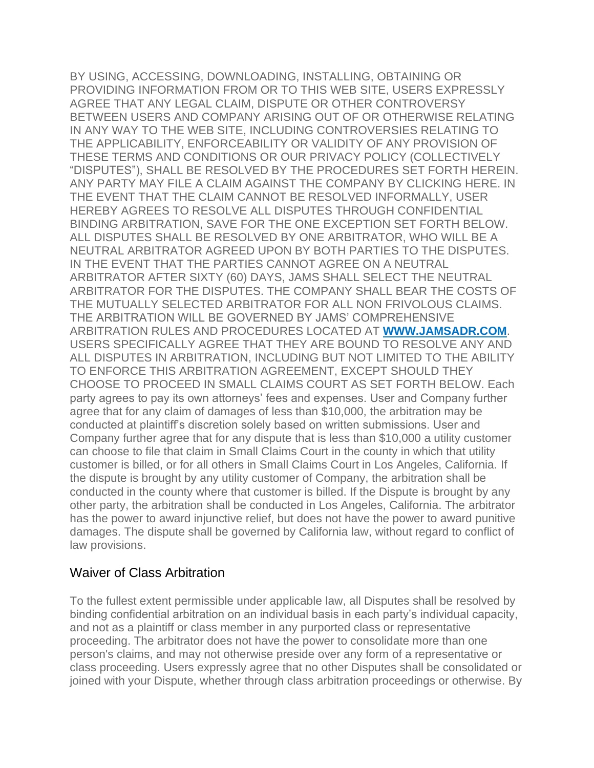BY USING, ACCESSING, DOWNLOADING, INSTALLING, OBTAINING OR PROVIDING INFORMATION FROM OR TO THIS WEB SITE, USERS EXPRESSLY AGREE THAT ANY LEGAL CLAIM, DISPUTE OR OTHER CONTROVERSY BETWEEN USERS AND COMPANY ARISING OUT OF OR OTHERWISE RELATING IN ANY WAY TO THE WEB SITE, INCLUDING CONTROVERSIES RELATING TO THE APPLICABILITY, ENFORCEABILITY OR VALIDITY OF ANY PROVISION OF THESE TERMS AND CONDITIONS OR OUR PRIVACY POLICY (COLLECTIVELY "DISPUTES"), SHALL BE RESOLVED BY THE PROCEDURES SET FORTH HEREIN. ANY PARTY MAY FILE A CLAIM AGAINST THE COMPANY BY CLICKING HERE. IN THE EVENT THAT THE CLAIM CANNOT BE RESOLVED INFORMALLY, USER HEREBY AGREES TO RESOLVE ALL DISPUTES THROUGH CONFIDENTIAL BINDING ARBITRATION, SAVE FOR THE ONE EXCEPTION SET FORTH BELOW. ALL DISPUTES SHALL BE RESOLVED BY ONE ARBITRATOR, WHO WILL BE A NEUTRAL ARBITRATOR AGREED UPON BY BOTH PARTIES TO THE DISPUTES. IN THE EVENT THAT THE PARTIES CANNOT AGREE ON A NEUTRAL ARBITRATOR AFTER SIXTY (60) DAYS, JAMS SHALL SELECT THE NEUTRAL ARBITRATOR FOR THE DISPUTES. THE COMPANY SHALL BEAR THE COSTS OF THE MUTUALLY SELECTED ARBITRATOR FOR ALL NON FRIVOLOUS CLAIMS. THE ARBITRATION WILL BE GOVERNED BY JAMS' COMPREHENSIVE ARBITRATION RULES AND PROCEDURES LOCATED AT **WWW.JAMSADR.COM**. USERS SPECIFICALLY AGREE THAT THEY ARE BOUND TO RESOLVE ANY AND ALL DISPUTES IN ARBITRATION, INCLUDING BUT NOT LIMITED TO THE ABILITY TO ENFORCE THIS ARBITRATION AGREEMENT, EXCEPT SHOULD THEY CHOOSE TO PROCEED IN SMALL CLAIMS COURT AS SET FORTH BELOW. Each party agrees to pay its own attorneys' fees and expenses. User and Company further agree that for any claim of damages of less than $10,000, the arbitration may be conducted at plaintiff's discretion solely based on written submissions. User and Company further agree that for any dispute that is less than $10,000 a utility customer can choose to file that claim in Small Claims Court in the county in which that utility customer is billed, or for all others in Small Claims Court in Los Angeles, California. If the dispute is brought by any utility customer of Company, the arbitration shall be conducted in the county where that customer is billed. If the Dispute is brought by any other party, the arbitration shall be conducted in Los Angeles, California. The arbitrator has the power to award injunctive relief, but does not have the power to award punitive damages. The dispute shall be governed by California law, without regard to conflict of law provisions.

## Waiver of Class Arbitration

To the fullest extent permissible under applicable law, all Disputes shall be resolved by binding confidential arbitration on an individual basis in each party's individual capacity, and not as a plaintiff or class member in any purported class or representative proceeding. The arbitrator does not have the power to consolidate more than one person's claims, and may not otherwise preside over any form of a representative or class proceeding. Users expressly agree that no other Disputes shall be consolidated or joined with your Dispute, whether through class arbitration proceedings or otherwise. By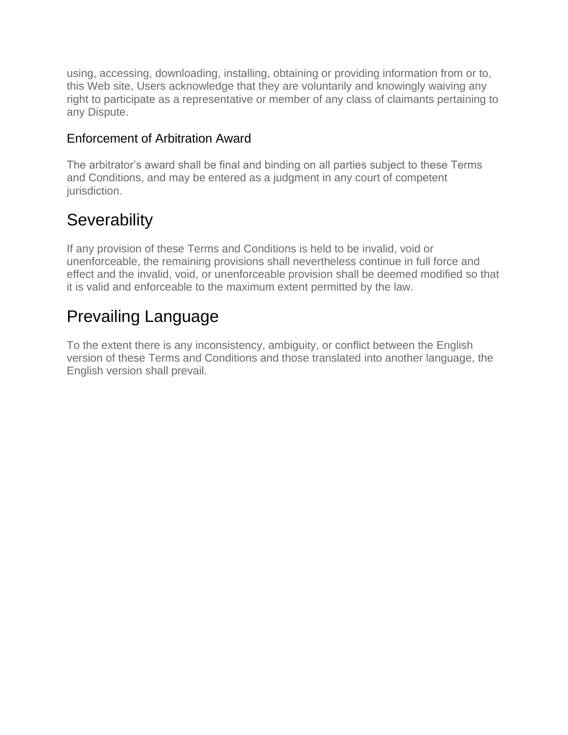using, accessing, downloading, installing, obtaining or providing information from or to, this Web site, Users acknowledge that they are voluntarily and knowingly waiving any right to participate as a representative or member of any class of claimants pertaining to any Dispute.

### Enforcement of Arbitration Award

The arbitrator's award shall be final and binding on all parties subject to these Terms and Conditions, and may be entered as a judgment in any court of competent jurisdiction.

## Severability

If any provision of these Terms and Conditions is held to be invalid, void or unenforceable, the remaining provisions shall nevertheless continue in full force and effect and the invalid, void, or unenforceable provision shall be deemed modified so that it is valid and enforceable to the maximum extent permitted by the law.

## Prevailing Language

To the extent there is any inconsistency, ambiguity, or conflict between the English version of these Terms and Conditions and those translated into another language, the English version shall prevail.